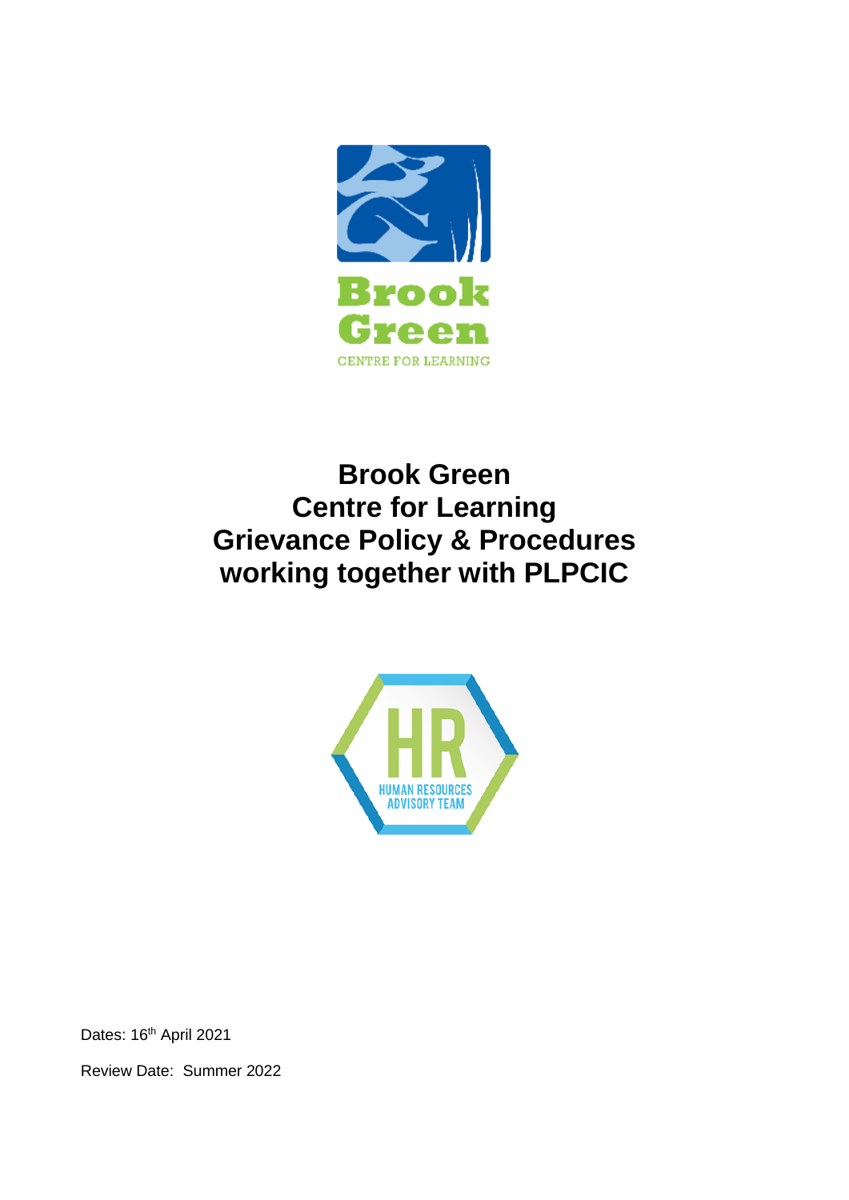# Brook Green
# Centre for Learning
# Grievance Policy & Procedures
# working together with PLPCIC

Dates: 16th April 2021

Review Date: Summer 2022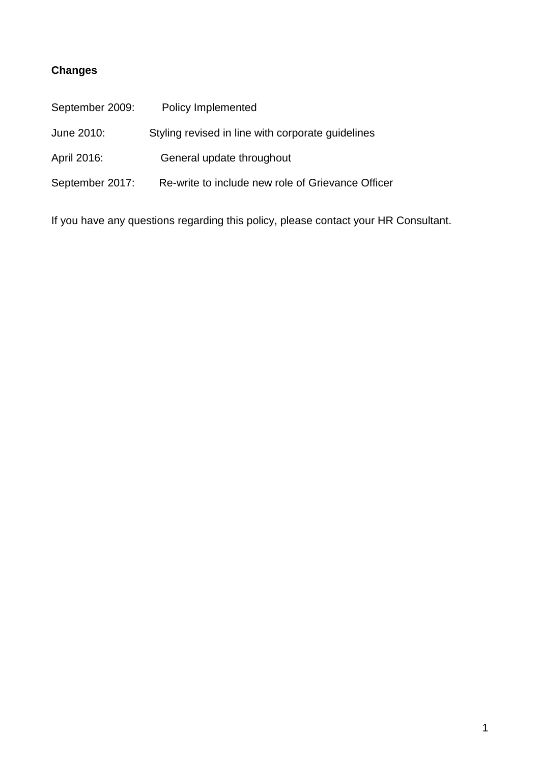**Changes**

September 2009: Policy Implemented

June 2010: Styling revised in line with corporate guidelines

April 2016: General update throughout

September 2017: Re-write to include new role of Grievance Officer

If you have any questions regarding this policy, please contact your HR Consultant.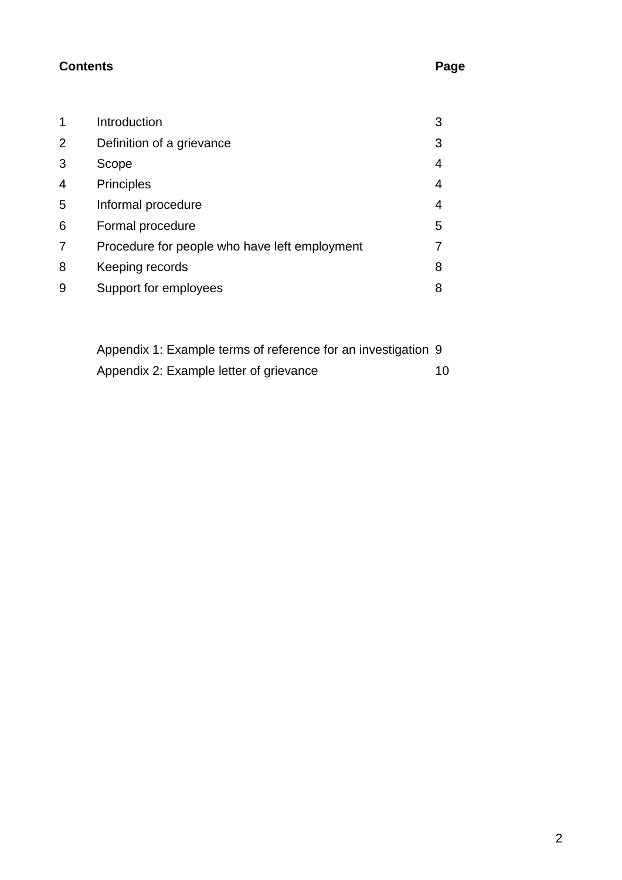| Contents | | Page |
|---|---|---|
| 1 | Introduction | 3 |
| 2 | Definition of a grievance | 3 |
| 3 | Scope | 4 |
| 4 | Principles | 4 |
| 5 | Informal procedure | 4 |
| 6 | Formal procedure | 5 |
| 7 | Procedure for people who have left employment | 7 |
| 8 | Keeping records | 8 |
| 9 | Support for employees | 8 |
| | Appendix 1: Example terms of reference for an investigation | 9 |
| | Appendix 2: Example letter of grievance | 10 |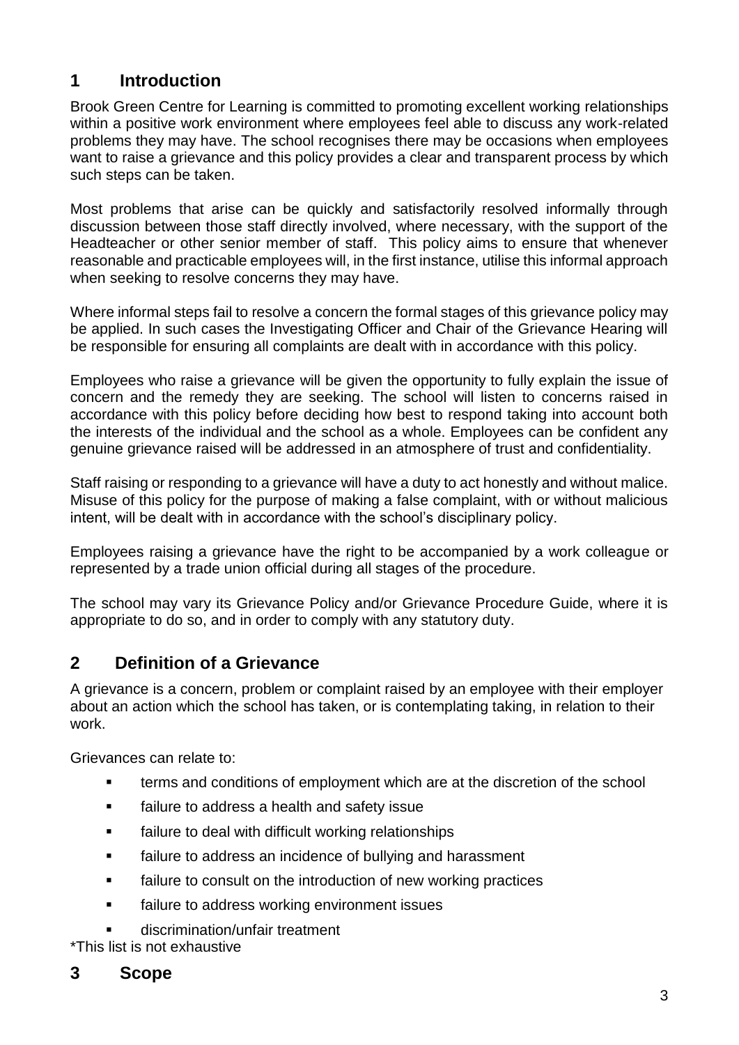## 1 Introduction

Brook Green Centre for Learning is committed to promoting excellent working relationships within a positive work environment where employees feel able to discuss any work-related problems they may have. The school recognises there may be occasions when employees want to raise a grievance and this policy provides a clear and transparent process by which such steps can be taken.

Most problems that arise can be quickly and satisfactorily resolved informally through discussion between those staff directly involved, where necessary, with the support of the Headteacher or other senior member of staff. This policy aims to ensure that whenever reasonable and practicable employees will, in the first instance, utilise this informal approach when seeking to resolve concerns they may have.

Where informal steps fail to resolve a concern the formal stages of this grievance policy may be applied. In such cases the Investigating Officer and Chair of the Grievance Hearing will be responsible for ensuring all complaints are dealt with in accordance with this policy.

Employees who raise a grievance will be given the opportunity to fully explain the issue of concern and the remedy they are seeking. The school will listen to concerns raised in accordance with this policy before deciding how best to respond taking into account both the interests of the individual and the school as a whole. Employees can be confident any genuine grievance raised will be addressed in an atmosphere of trust and confidentiality.

Staff raising or responding to a grievance will have a duty to act honestly and without malice. Misuse of this policy for the purpose of making a false complaint, with or without malicious intent, will be dealt with in accordance with the school's disciplinary policy.

Employees raising a grievance have the right to be accompanied by a work colleague or represented by a trade union official during all stages of the procedure.

The school may vary its Grievance Policy and/or Grievance Procedure Guide, where it is appropriate to do so, and in order to comply with any statutory duty.

## 2 Definition of a Grievance

A grievance is a concern, problem or complaint raised by an employee with their employer about an action which the school has taken, or is contemplating taking, in relation to their work.

Grievances can relate to:

- terms and conditions of employment which are at the discretion of the school
- failure to address a health and safety issue
- failure to deal with difficult working relationships
- failure to address an incidence of bullying and harassment
- failure to consult on the introduction of new working practices
- failure to address working environment issues
- discrimination/unfair treatment

*This list is not exhaustive

## 3 Scope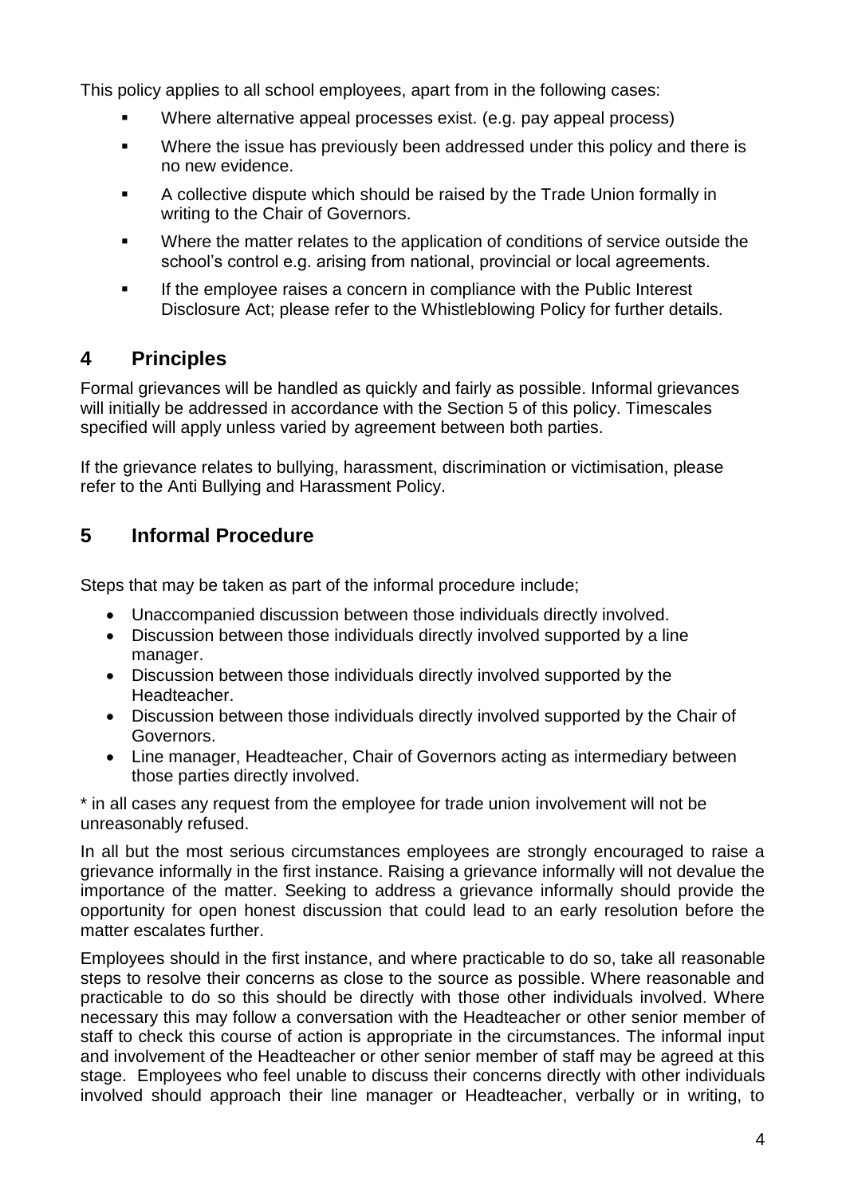This policy applies to all school employees, apart from in the following cases:

- Where alternative appeal processes exist. (e.g. pay appeal process)
- Where the issue has previously been addressed under this policy and there is no new evidence.
- A collective dispute which should be raised by the Trade Union formally in writing to the Chair of Governors.
- Where the matter relates to the application of conditions of service outside the school's control e.g. arising from national, provincial or local agreements.
- If the employee raises a concern in compliance with the Public Interest Disclosure Act; please refer to the Whistleblowing Policy for further details.

## 4 Principles

Formal grievances will be handled as quickly and fairly as possible. Informal grievances will initially be addressed in accordance with the Section 5 of this policy. Timescales specified will apply unless varied by agreement between both parties.

If the grievance relates to bullying, harassment, discrimination or victimisation, please refer to the Anti Bullying and Harassment Policy.

## 5 Informal Procedure

Steps that may be taken as part of the informal procedure include;

- Unaccompanied discussion between those individuals directly involved.
- Discussion between those individuals directly involved supported by a line manager.
- Discussion between those individuals directly involved supported by the Headteacher.
- Discussion between those individuals directly involved supported by the Chair of Governors.
- Line manager, Headteacher, Chair of Governors acting as intermediary between those parties directly involved.

\* in all cases any request from the employee for trade union involvement will not be unreasonably refused.

In all but the most serious circumstances employees are strongly encouraged to raise a grievance informally in the first instance. Raising a grievance informally will not devalue the importance of the matter. Seeking to address a grievance informally should provide the opportunity for open honest discussion that could lead to an early resolution before the matter escalates further.

Employees should in the first instance, and where practicable to do so, take all reasonable steps to resolve their concerns as close to the source as possible. Where reasonable and practicable to do so this should be directly with those other individuals involved. Where necessary this may follow a conversation with the Headteacher or other senior member of staff to check this course of action is appropriate in the circumstances. The informal input and involvement of the Headteacher or other senior member of staff may be agreed at this stage. Employees who feel unable to discuss their concerns directly with other individuals involved should approach their line manager or Headteacher, verbally or in writing, to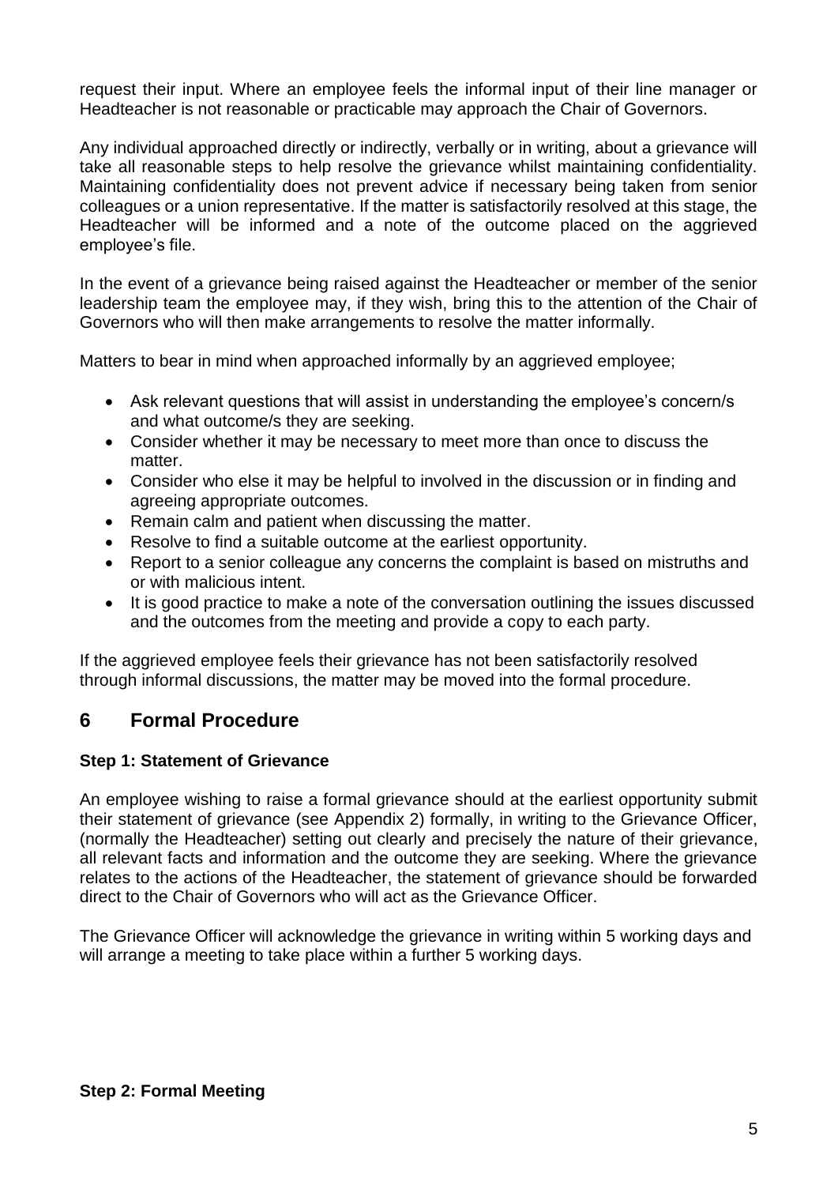request their input. Where an employee feels the informal input of their line manager or Headteacher is not reasonable or practicable may approach the Chair of Governors.

Any individual approached directly or indirectly, verbally or in writing, about a grievance will take all reasonable steps to help resolve the grievance whilst maintaining confidentiality. Maintaining confidentiality does not prevent advice if necessary being taken from senior colleagues or a union representative. If the matter is satisfactorily resolved at this stage, the Headteacher will be informed and a note of the outcome placed on the aggrieved employee's file.

In the event of a grievance being raised against the Headteacher or member of the senior leadership team the employee may, if they wish, bring this to the attention of the Chair of Governors who will then make arrangements to resolve the matter informally.

Matters to bear in mind when approached informally by an aggrieved employee;

- Ask relevant questions that will assist in understanding the employee's concern/s and what outcome/s they are seeking.
- Consider whether it may be necessary to meet more than once to discuss the matter.
- Consider who else it may be helpful to involved in the discussion or in finding and agreeing appropriate outcomes.
- Remain calm and patient when discussing the matter.
- Resolve to find a suitable outcome at the earliest opportunity.
- Report to a senior colleague any concerns the complaint is based on mistruths and or with malicious intent.
- It is good practice to make a note of the conversation outlining the issues discussed and the outcomes from the meeting and provide a copy to each party.

If the aggrieved employee feels their grievance has not been satisfactorily resolved through informal discussions, the matter may be moved into the formal procedure.

## 6 Formal Procedure

**Step 1: Statement of Grievance**

An employee wishing to raise a formal grievance should at the earliest opportunity submit their statement of grievance (see Appendix 2) formally, in writing to the Grievance Officer, (normally the Headteacher) setting out clearly and precisely the nature of their grievance, all relevant facts and information and the outcome they are seeking. Where the grievance relates to the actions of the Headteacher, the statement of grievance should be forwarded direct to the Chair of Governors who will act as the Grievance Officer.

The Grievance Officer will acknowledge the grievance in writing within 5 working days and will arrange a meeting to take place within a further 5 working days.

**Step 2: Formal Meeting**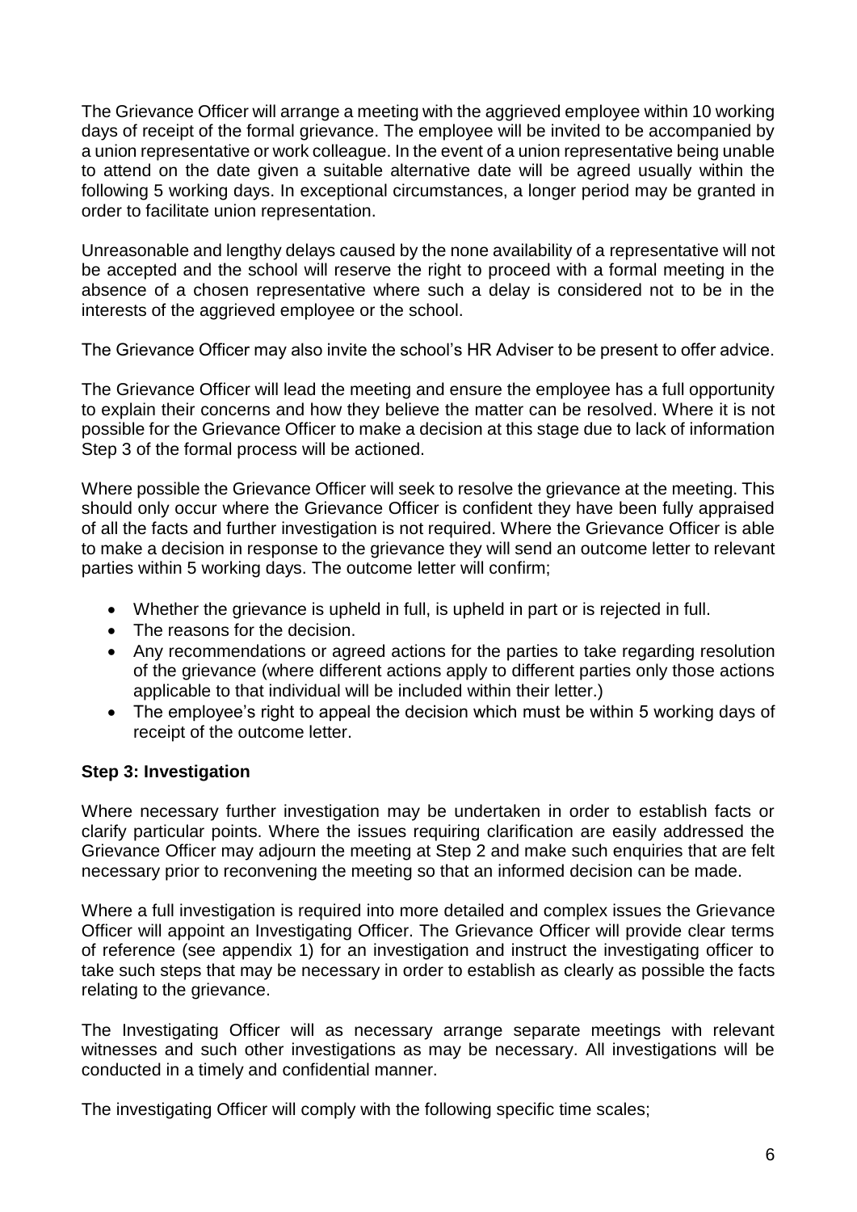The Grievance Officer will arrange a meeting with the aggrieved employee within 10 working days of receipt of the formal grievance. The employee will be invited to be accompanied by a union representative or work colleague. In the event of a union representative being unable to attend on the date given a suitable alternative date will be agreed usually within the following 5 working days. In exceptional circumstances, a longer period may be granted in order to facilitate union representation.

Unreasonable and lengthy delays caused by the none availability of a representative will not be accepted and the school will reserve the right to proceed with a formal meeting in the absence of a chosen representative where such a delay is considered not to be in the interests of the aggrieved employee or the school.

The Grievance Officer may also invite the school's HR Adviser to be present to offer advice.

The Grievance Officer will lead the meeting and ensure the employee has a full opportunity to explain their concerns and how they believe the matter can be resolved. Where it is not possible for the Grievance Officer to make a decision at this stage due to lack of information Step 3 of the formal process will be actioned.

Where possible the Grievance Officer will seek to resolve the grievance at the meeting. This should only occur where the Grievance Officer is confident they have been fully appraised of all the facts and further investigation is not required. Where the Grievance Officer is able to make a decision in response to the grievance they will send an outcome letter to relevant parties within 5 working days. The outcome letter will confirm;

- Whether the grievance is upheld in full, is upheld in part or is rejected in full.
- The reasons for the decision.
- Any recommendations or agreed actions for the parties to take regarding resolution of the grievance (where different actions apply to different parties only those actions applicable to that individual will be included within their letter.)
- The employee's right to appeal the decision which must be within 5 working days of receipt of the outcome letter.

**Step 3: Investigation**

Where necessary further investigation may be undertaken in order to establish facts or clarify particular points. Where the issues requiring clarification are easily addressed the Grievance Officer may adjourn the meeting at Step 2 and make such enquiries that are felt necessary prior to reconvening the meeting so that an informed decision can be made.

Where a full investigation is required into more detailed and complex issues the Grievance Officer will appoint an Investigating Officer. The Grievance Officer will provide clear terms of reference (see appendix 1) for an investigation and instruct the investigating officer to take such steps that may be necessary in order to establish as clearly as possible the facts relating to the grievance.

The Investigating Officer will as necessary arrange separate meetings with relevant witnesses and such other investigations as may be necessary. All investigations will be conducted in a timely and confidential manner.

The investigating Officer will comply with the following specific time scales;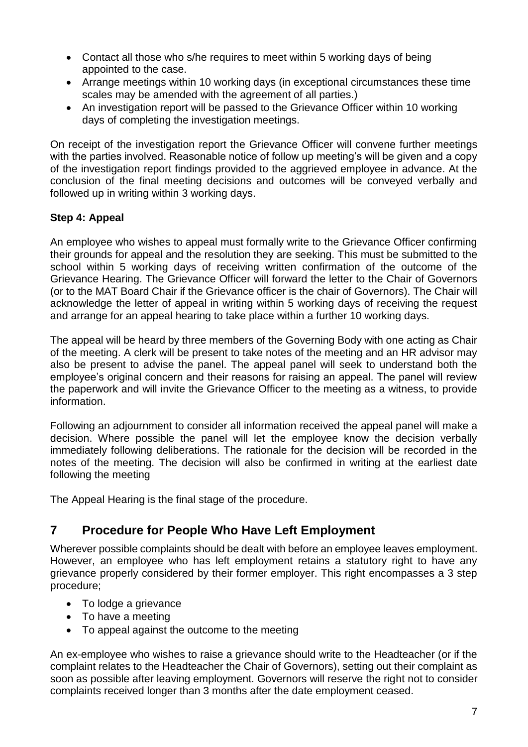- Contact all those who s/he requires to meet within 5 working days of being appointed to the case.
- Arrange meetings within 10 working days (in exceptional circumstances these time scales may be amended with the agreement of all parties.)
- An investigation report will be passed to the Grievance Officer within 10 working days of completing the investigation meetings.

On receipt of the investigation report the Grievance Officer will convene further meetings with the parties involved. Reasonable notice of follow up meeting's will be given and a copy of the investigation report findings provided to the aggrieved employee in advance. At the conclusion of the final meeting decisions and outcomes will be conveyed verbally and followed up in writing within 3 working days.

**Step 4: Appeal**

An employee who wishes to appeal must formally write to the Grievance Officer confirming their grounds for appeal and the resolution they are seeking. This must be submitted to the school within 5 working days of receiving written confirmation of the outcome of the Grievance Hearing. The Grievance Officer will forward the letter to the Chair of Governors (or to the MAT Board Chair if the Grievance officer is the chair of Governors). The Chair will acknowledge the letter of appeal in writing within 5 working days of receiving the request and arrange for an appeal hearing to take place within a further 10 working days.

The appeal will be heard by three members of the Governing Body with one acting as Chair of the meeting. A clerk will be present to take notes of the meeting and an HR advisor may also be present to advise the panel. The appeal panel will seek to understand both the employee's original concern and their reasons for raising an appeal. The panel will review the paperwork and will invite the Grievance Officer to the meeting as a witness, to provide information.

Following an adjournment to consider all information received the appeal panel will make a decision. Where possible the panel will let the employee know the decision verbally immediately following deliberations. The rationale for the decision will be recorded in the notes of the meeting. The decision will also be confirmed in writing at the earliest date following the meeting

The Appeal Hearing is the final stage of the procedure.

## 7 Procedure for People Who Have Left Employment

Wherever possible complaints should be dealt with before an employee leaves employment. However, an employee who has left employment retains a statutory right to have any grievance properly considered by their former employer. This right encompasses a 3 step procedure;

- To lodge a grievance
- To have a meeting
- To appeal against the outcome to the meeting

An ex-employee who wishes to raise a grievance should write to the Headteacher (or if the complaint relates to the Headteacher the Chair of Governors), setting out their complaint as soon as possible after leaving employment. Governors will reserve the right not to consider complaints received longer than 3 months after the date employment ceased.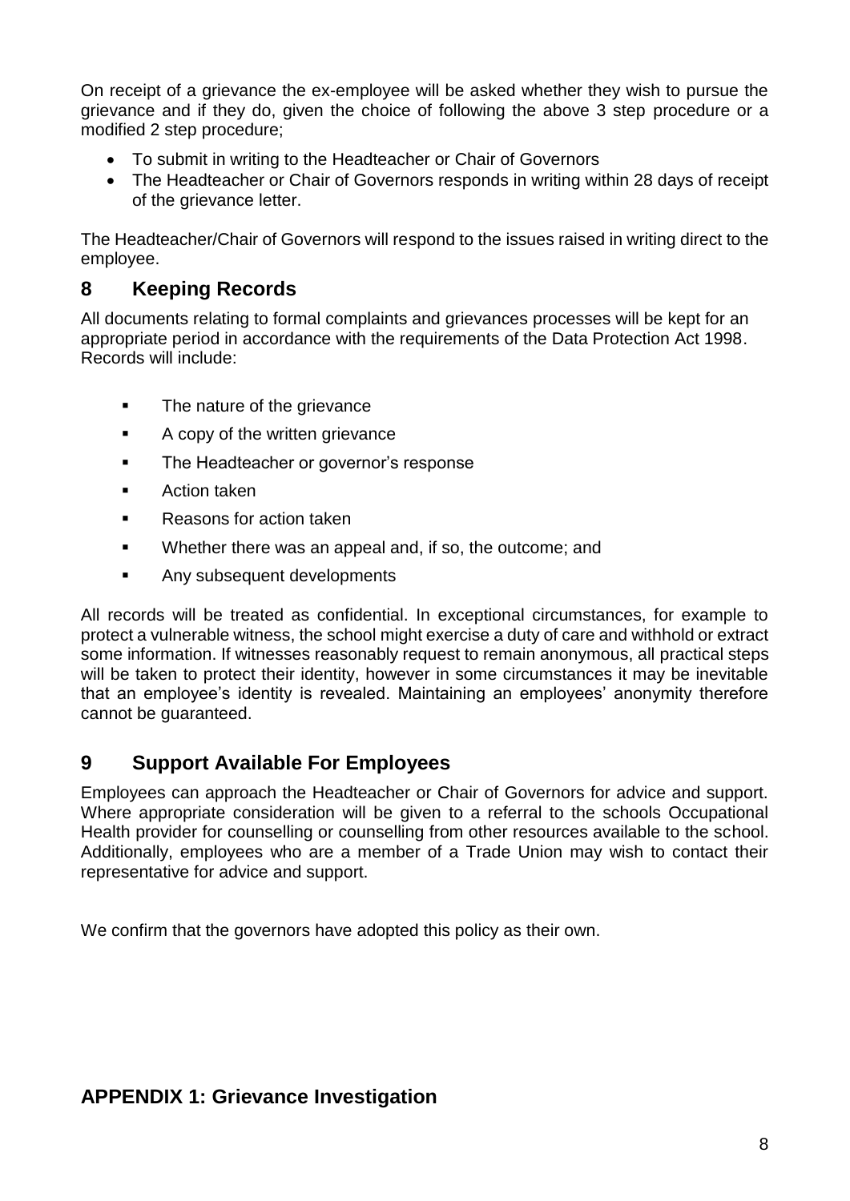On receipt of a grievance the ex-employee will be asked whether they wish to pursue the grievance and if they do, given the choice of following the above 3 step procedure or a modified 2 step procedure;

- To submit in writing to the Headteacher or Chair of Governors
- The Headteacher or Chair of Governors responds in writing within 28 days of receipt of the grievance letter.

The Headteacher/Chair of Governors will respond to the issues raised in writing direct to the employee.

## 8 Keeping Records

All documents relating to formal complaints and grievances processes will be kept for an appropriate period in accordance with the requirements of the Data Protection Act 1998. Records will include:

- The nature of the grievance
- A copy of the written grievance
- The Headteacher or governor's response
- Action taken
- Reasons for action taken
- Whether there was an appeal and, if so, the outcome; and
- Any subsequent developments

All records will be treated as confidential. In exceptional circumstances, for example to protect a vulnerable witness, the school might exercise a duty of care and withhold or extract some information. If witnesses reasonably request to remain anonymous, all practical steps will be taken to protect their identity, however in some circumstances it may be inevitable that an employee's identity is revealed. Maintaining an employees' anonymity therefore cannot be guaranteed.

## 9 Support Available For Employees

Employees can approach the Headteacher or Chair of Governors for advice and support. Where appropriate consideration will be given to a referral to the schools Occupational Health provider for counselling or counselling from other resources available to the school. Additionally, employees who are a member of a Trade Union may wish to contact their representative for advice and support.

We confirm that the governors have adopted this policy as their own.

## APPENDIX 1: Grievance Investigation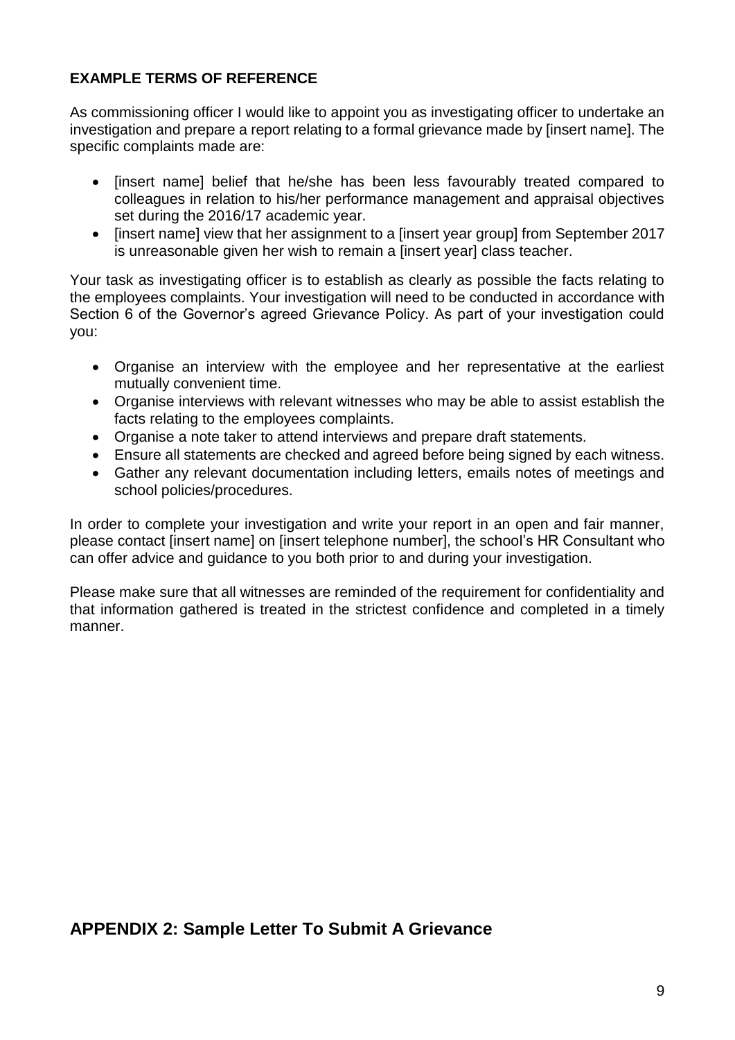**EXAMPLE TERMS OF REFERENCE**

As commissioning officer I would like to appoint you as investigating officer to undertake an investigation and prepare a report relating to a formal grievance made by [insert name]. The specific complaints made are:

- [insert name] belief that he/she has been less favourably treated compared to colleagues in relation to his/her performance management and appraisal objectives set during the 2016/17 academic year.
- [insert name] view that her assignment to a [insert year group] from September 2017 is unreasonable given her wish to remain a [insert year] class teacher.

Your task as investigating officer is to establish as clearly as possible the facts relating to the employees complaints. Your investigation will need to be conducted in accordance with Section 6 of the Governor's agreed Grievance Policy. As part of your investigation could you:

- Organise an interview with the employee and her representative at the earliest mutually convenient time.
- Organise interviews with relevant witnesses who may be able to assist establish the facts relating to the employees complaints.
- Organise a note taker to attend interviews and prepare draft statements.
- Ensure all statements are checked and agreed before being signed by each witness.
- Gather any relevant documentation including letters, emails notes of meetings and school policies/procedures.

In order to complete your investigation and write your report in an open and fair manner, please contact [insert name] on [insert telephone number], the school's HR Consultant who can offer advice and guidance to you both prior to and during your investigation.

Please make sure that all witnesses are reminded of the requirement for confidentiality and that information gathered is treated in the strictest confidence and completed in a timely manner.

## APPENDIX 2: Sample Letter To Submit A Grievance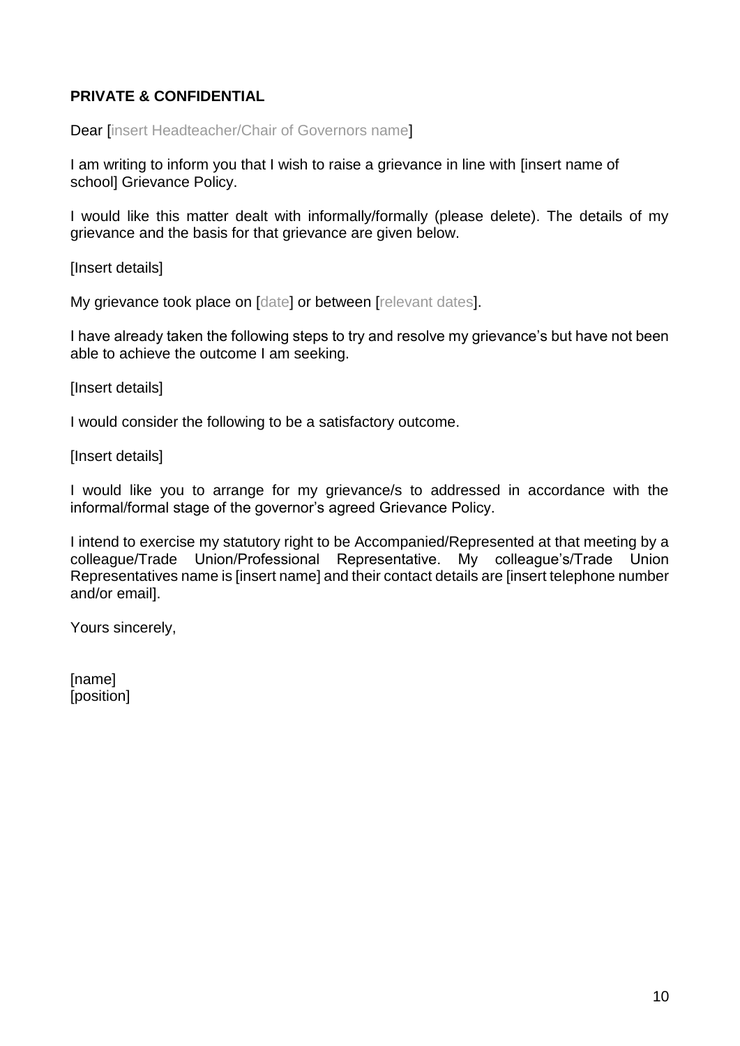**PRIVATE & CONFIDENTIAL**

Dear [insert Headteacher/Chair of Governors name]

I am writing to inform you that I wish to raise a grievance in line with [insert name of school] Grievance Policy.

I would like this matter dealt with informally/formally (please delete). The details of my grievance and the basis for that grievance are given below.

[Insert details]

My grievance took place on [date] or between [relevant dates].

I have already taken the following steps to try and resolve my grievance's but have not been able to achieve the outcome I am seeking.

[Insert details]

I would consider the following to be a satisfactory outcome.

[Insert details]

I would like you to arrange for my grievance/s to addressed in accordance with the informal/formal stage of the governor's agreed Grievance Policy.

I intend to exercise my statutory right to be Accompanied/Represented at that meeting by a colleague/Trade Union/Professional Representative. My colleague's/Trade Union Representatives name is [insert name] and their contact details are [insert telephone number and/or email].

Yours sincerely,

[name]
[position]